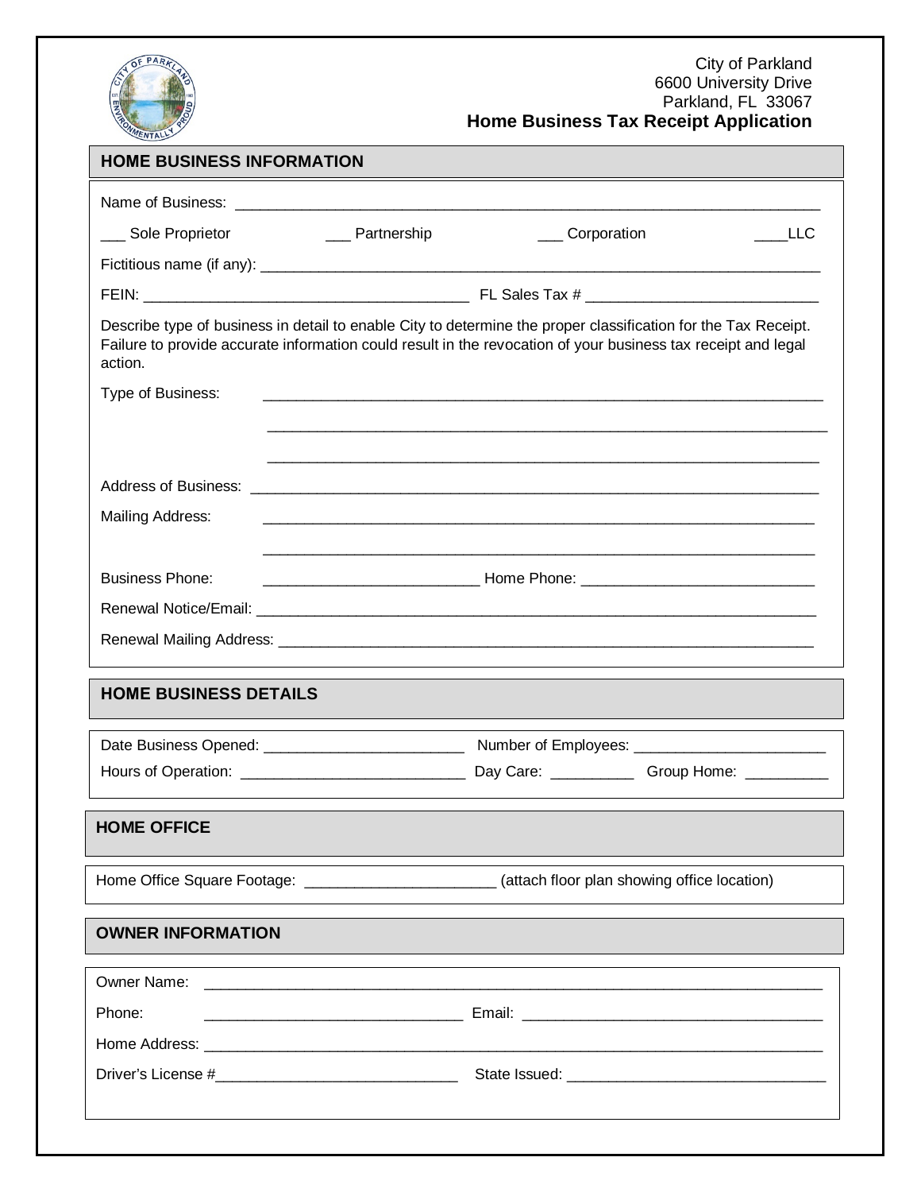City of Parkland
6600 University Drive
Parkland, FL 33067

# Home Business Tax Receipt Application

## HOME BUSINESS INFORMATION

Name of Business: ______________________________________________________________

___ Sole Proprietor ___ Partnership ___ Corporation ____LLC

Fictitious name (if any): ______________________________________________________________

FEIN: ________________________________ FL Sales Tax # ________________________

Describe type of business in detail to enable City to determine the proper classification for the Tax Receipt. Failure to provide accurate information could result in the revocation of your business tax receipt and legal action.

Type of Business: ______________________________________________________________

______________________________________________________________

______________________________________________________________

Address of Business: ______________________________________________________________

Mailing Address: ______________________________________________________________

______________________________________________________________

Business Phone: ________________________ Home Phone: ________________________

Renewal Notice/Email: ______________________________________________________________

Renewal Mailing Address: ______________________________________________________________

## HOME BUSINESS DETAILS

Date Business Opened: ____________________ Number of Employees: ____________________

Hours of Operation: ________________________ Day Care: __________ Group Home: __________

## HOME OFFICE

Home Office Square Footage: ____________________ (attach floor plan showing office location)

## OWNER INFORMATION

Owner Name: ______________________________________________________________

Phone: ____________________________ Email: ________________________________

Home Address: ______________________________________________________________

Driver's License #__________________________ State Issued: ____________________________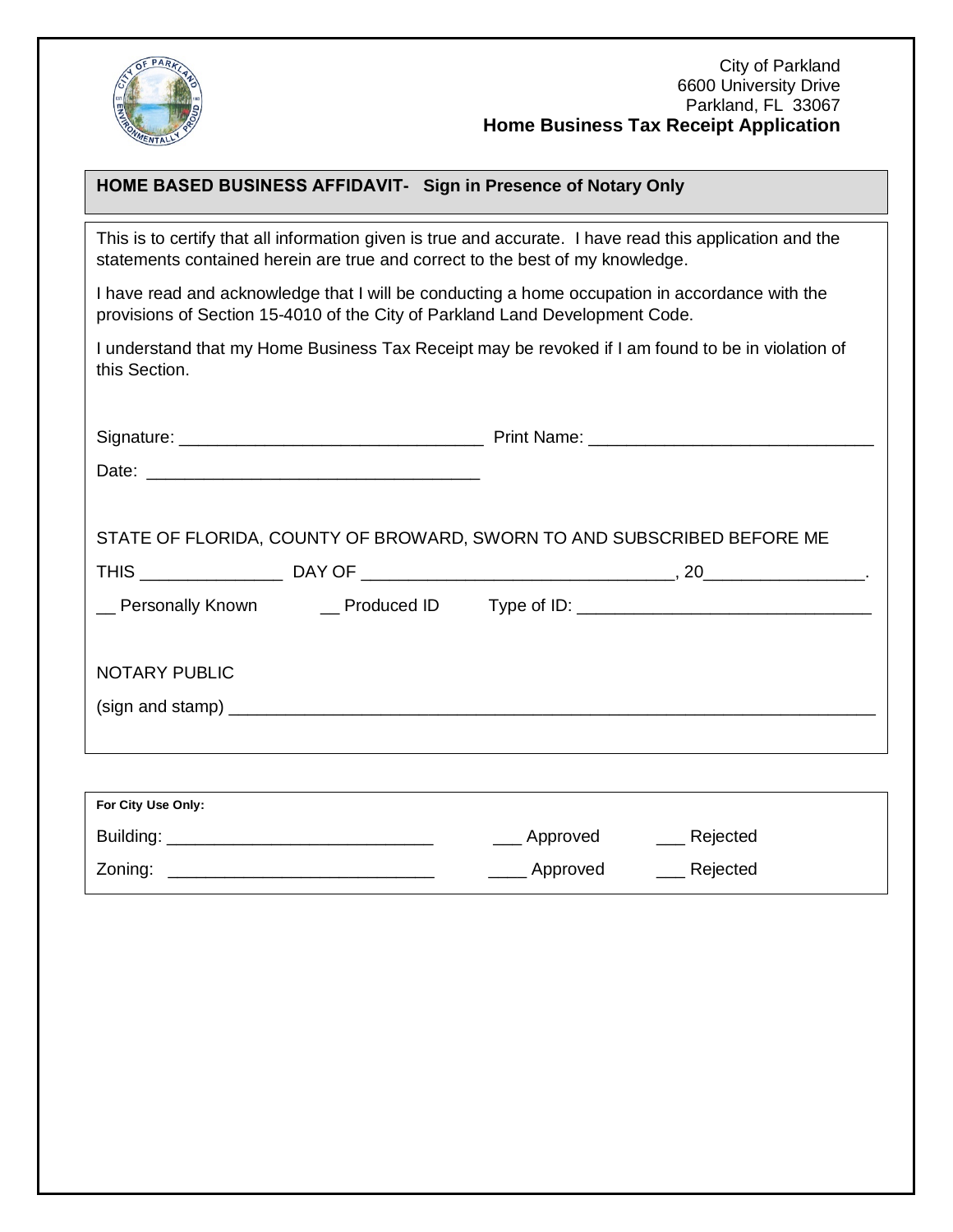City of Parkland
6600 University Drive
Parkland, FL 33067
**Home Business Tax Receipt Application**

## HOME BASED BUSINESS AFFIDAVIT- Sign in Presence of Notary Only

This is to certify that all information given is true and accurate. I have read this application and the statements contained herein are true and correct to the best of my knowledge.

I have read and acknowledge that I will be conducting a home occupation in accordance with the provisions of Section 15-4010 of the City of Parkland Land Development Code.

I understand that my Home Business Tax Receipt may be revoked if I am found to be in violation of this Section.

Signature: _______________________________ Print Name: _____________________________

Date: __________________________________

STATE OF FLORIDA, COUNTY OF BROWARD, SWORN TO AND SUBSCRIBED BEFORE ME

THIS ______________ DAY OF ________________________________, 20________________.

__ Personally Known __ Produced ID Type of ID: ______________________________

NOTARY PUBLIC

(sign and stamp) ___________________________________________________________________

**For City Use Only:**

Building: ___________________________ ___ Approved ___ Rejected

Zoning: ___________________________ ____ Approved ___ Rejected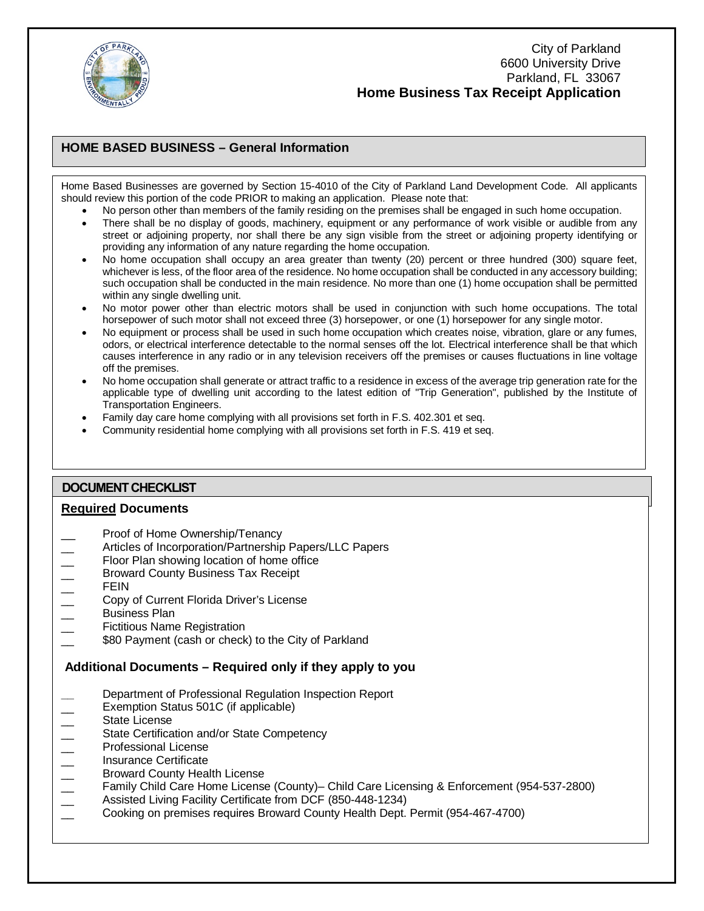City of Parkland
6600 University Drive
Parkland, FL 33067

# Home Business Tax Receipt Application

## HOME BASED BUSINESS – General Information

Home Based Businesses are governed by Section 15-4010 of the City of Parkland Land Development Code. All applicants should review this portion of the code PRIOR to making an application. Please note that:

- No person other than members of the family residing on the premises shall be engaged in such home occupation.
- There shall be no display of goods, machinery, equipment or any performance of work visible or audible from any street or adjoining property, nor shall there be any sign visible from the street or adjoining property identifying or providing any information of any nature regarding the home occupation.
- No home occupation shall occupy an area greater than twenty (20) percent or three hundred (300) square feet, whichever is less, of the floor area of the residence. No home occupation shall be conducted in any accessory building; such occupation shall be conducted in the main residence. No more than one (1) home occupation shall be permitted within any single dwelling unit.
- No motor power other than electric motors shall be used in conjunction with such home occupations. The total horsepower of such motor shall not exceed three (3) horsepower, or one (1) horsepower for any single motor.
- No equipment or process shall be used in such home occupation which creates noise, vibration, glare or any fumes, odors, or electrical interference detectable to the normal senses off the lot. Electrical interference shall be that which causes interference in any radio or in any television receivers off the premises or causes fluctuations in line voltage off the premises.
- No home occupation shall generate or attract traffic to a residence in excess of the average trip generation rate for the applicable type of dwelling unit according to the latest edition of "Trip Generation", published by the Institute of Transportation Engineers.
- Family day care home complying with all provisions set forth in F.S. 402.301 et seq.
- Community residential home complying with all provisions set forth in F.S. 419 et seq.

## DOCUMENT CHECKLIST

### Required Documents

__ Proof of Home Ownership/Tenancy
__ Articles of Incorporation/Partnership Papers/LLC Papers
__ Floor Plan showing location of home office
__ Broward County Business Tax Receipt
__ FEIN
__ Copy of Current Florida Driver's License
__ Business Plan
__ Fictitious Name Registration
__ $80 Payment (cash or check) to the City of Parkland

### Additional Documents – Required only if they apply to you

__ Department of Professional Regulation Inspection Report
__ Exemption Status 501C (if applicable)
__ State License
__ State Certification and/or State Competency
__ Professional License
__ Insurance Certificate
__ Broward County Health License
__ Family Child Care Home License (County)– Child Care Licensing & Enforcement (954-537-2800)
__ Assisted Living Facility Certificate from DCF (850-448-1234)
__ Cooking on premises requires Broward County Health Dept. Permit (954-467-4700)